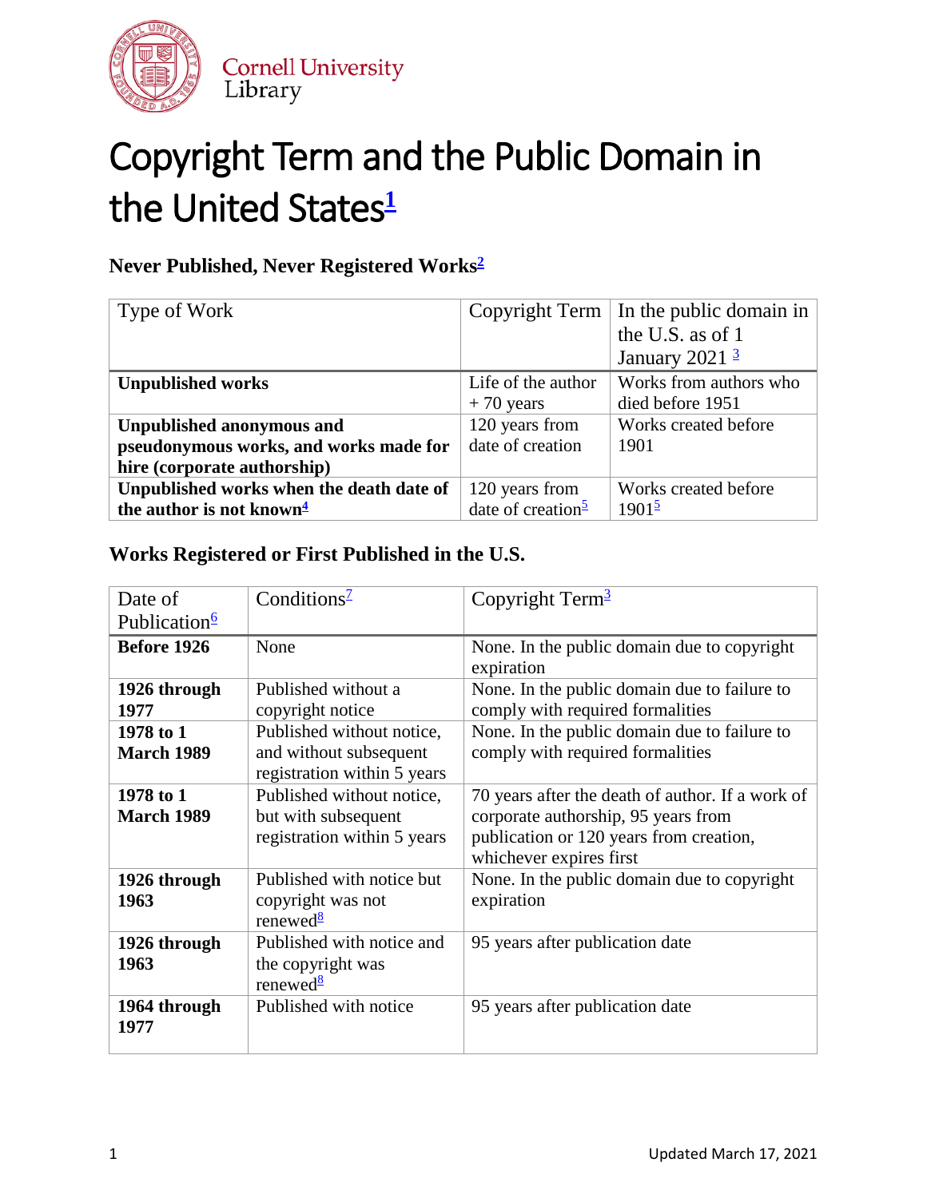Cornell University Library

# Copyright Term and the Public Domain in the United States[1]

### Never Published, Never Registered Works[2]

| Type of Work | Copyright Term | In the public domain in the U.S. as of 1 January 2021 [3] |
|---|---|---|
| **Unpublished works** | Life of the author + 70 years | Works from authors who died before 1951 |
| **Unpublished anonymous and pseudonymous works, and works made for hire (corporate authorship)** | 120 years from date of creation | Works created before 1901 |
| **Unpublished works when the death date of the author is not known[4]** | 120 years from date of creation[5] | Works created before 1901[5] |

### Works Registered or First Published in the U.S.

| Date of Publication[6] | Conditions[7] | Copyright Term[3] |
|---|---|---|
| **Before 1926** | None | None. In the public domain due to copyright expiration |
| **1926 through 1977** | Published without a copyright notice | None. In the public domain due to failure to comply with required formalities |
| **1978 to 1 March 1989** | Published without notice, and without subsequent registration within 5 years | None. In the public domain due to failure to comply with required formalities |
| **1978 to 1 March 1989** | Published without notice, but with subsequent registration within 5 years | 70 years after the death of author. If a work of corporate authorship, 95 years from publication or 120 years from creation, whichever expires first |
| **1926 through 1963** | Published with notice but copyright was not renewed[8] | None. In the public domain due to copyright expiration |
| **1926 through 1963** | Published with notice and the copyright was renewed[8] | 95 years after publication date |
| **1964 through 1977** | Published with notice | 95 years after publication date |

Updated March 17, 2021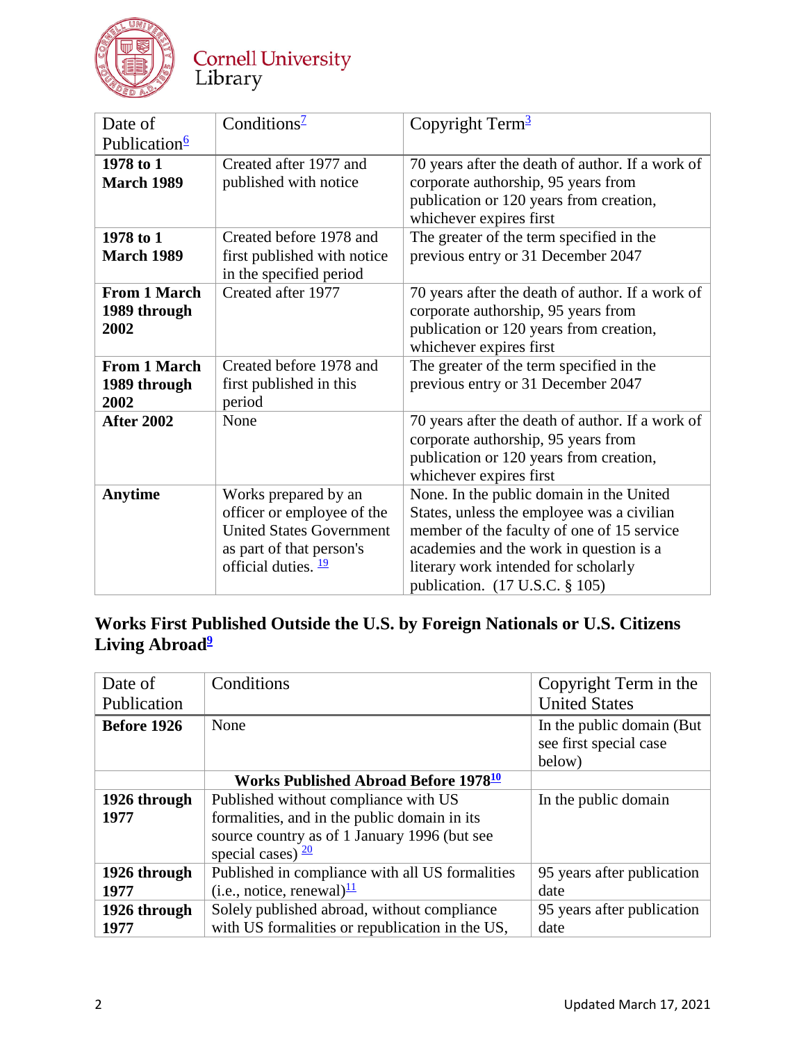| Date of Publication[6] | Conditions[7] | Copyright Term[3] |
|---|---|---|
| **1978 to 1 March 1989** | Created after 1977 and published with notice | 70 years after the death of author. If a work of corporate authorship, 95 years from publication or 120 years from creation, whichever expires first |
| **1978 to 1 March 1989** | Created before 1978 and first published with notice in the specified period | The greater of the term specified in the previous entry or 31 December 2047 |
| **From 1 March 1989 through 2002** | Created after 1977 | 70 years after the death of author. If a work of corporate authorship, 95 years from publication or 120 years from creation, whichever expires first |
| **From 1 March 1989 through 2002** | Created before 1978 and first published in this period | The greater of the term specified in the previous entry or 31 December 2047 |
| **After 2002** | None | 70 years after the death of author. If a work of corporate authorship, 95 years from publication or 120 years from creation, whichever expires first |
| **Anytime** | Works prepared by an officer or employee of the United States Government as part of that person's official duties. [19] | None. In the public domain in the United States, unless the employee was a civilian member of the faculty of one of 15 service academies and the work in question is a literary work intended for scholarly publication. (17 U.S.C. § 105) |

## Works First Published Outside the U.S. by Foreign Nationals or U.S. Citizens Living Abroad[9]

| Date of Publication | Conditions | Copyright Term in the United States |
|---|---|---|
| **Before 1926** | None | In the public domain (But see first special case below) |
| | **Works Published Abroad Before 1978[10]** | |
| **1926 through 1977** | Published without compliance with US formalities, and in the public domain in its source country as of 1 January 1996 (but see special cases) [20] | In the public domain |
| **1926 through 1977** | Published in compliance with all US formalities (i.e., notice, renewal)[11] | 95 years after publication date |
| **1926 through 1977** | Solely published abroad, without compliance with US formalities or republication in the US, | 95 years after publication date |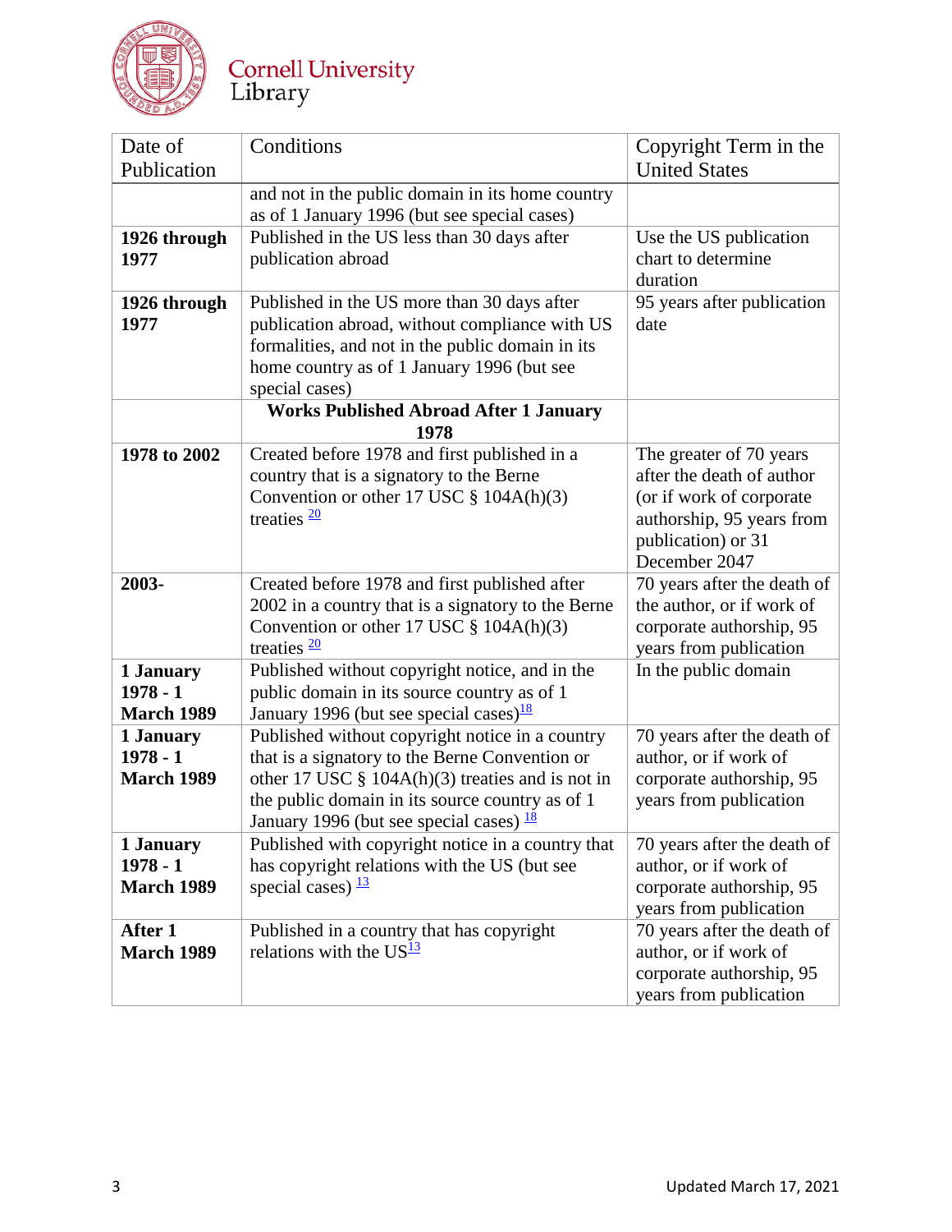| Date of Publication | Conditions | Copyright Term in the United States |
|---|---|---|
| | and not in the public domain in its home country as of 1 January 1996 (but see special cases) | |
| **1926 through 1977** | Published in the US less than 30 days after publication abroad | Use the US publication chart to determine duration |
| **1926 through 1977** | Published in the US more than 30 days after publication abroad, without compliance with US formalities, and not in the public domain in its home country as of 1 January 1996 (but see special cases) | 95 years after publication date |
| | **Works Published Abroad After 1 January 1978** | |
| **1978 to 2002** | Created before 1978 and first published in a country that is a signatory to the Berne Convention or other 17 USC § 104A(h)(3) treaties [20] | The greater of 70 years after the death of author (or if work of corporate authorship, 95 years from publication) or 31 December 2047 |
| **2003-** | Created before 1978 and first published after 2002 in a country that is a signatory to the Berne Convention or other 17 USC § 104A(h)(3) treaties [20] | 70 years after the death of the author, or if work of corporate authorship, 95 years from publication |
| **1 January 1978 - 1 March 1989** | Published without copyright notice, and in the public domain in its source country as of 1 January 1996 (but see special cases)[18] | In the public domain |
| **1 January 1978 - 1 March 1989** | Published without copyright notice in a country that is a signatory to the Berne Convention or other 17 USC § 104A(h)(3) treaties and is not in the public domain in its source country as of 1 January 1996 (but see special cases) [18] | 70 years after the death of author, or if work of corporate authorship, 95 years from publication |
| **1 January 1978 - 1 March 1989** | Published with copyright notice in a country that has copyright relations with the US (but see special cases) [13] | 70 years after the death of author, or if work of corporate authorship, 95 years from publication |
| **After 1 March 1989** | Published in a country that has copyright relations with the US[13] | 70 years after the death of author, or if work of corporate authorship, 95 years from publication |

Updated March 17, 2021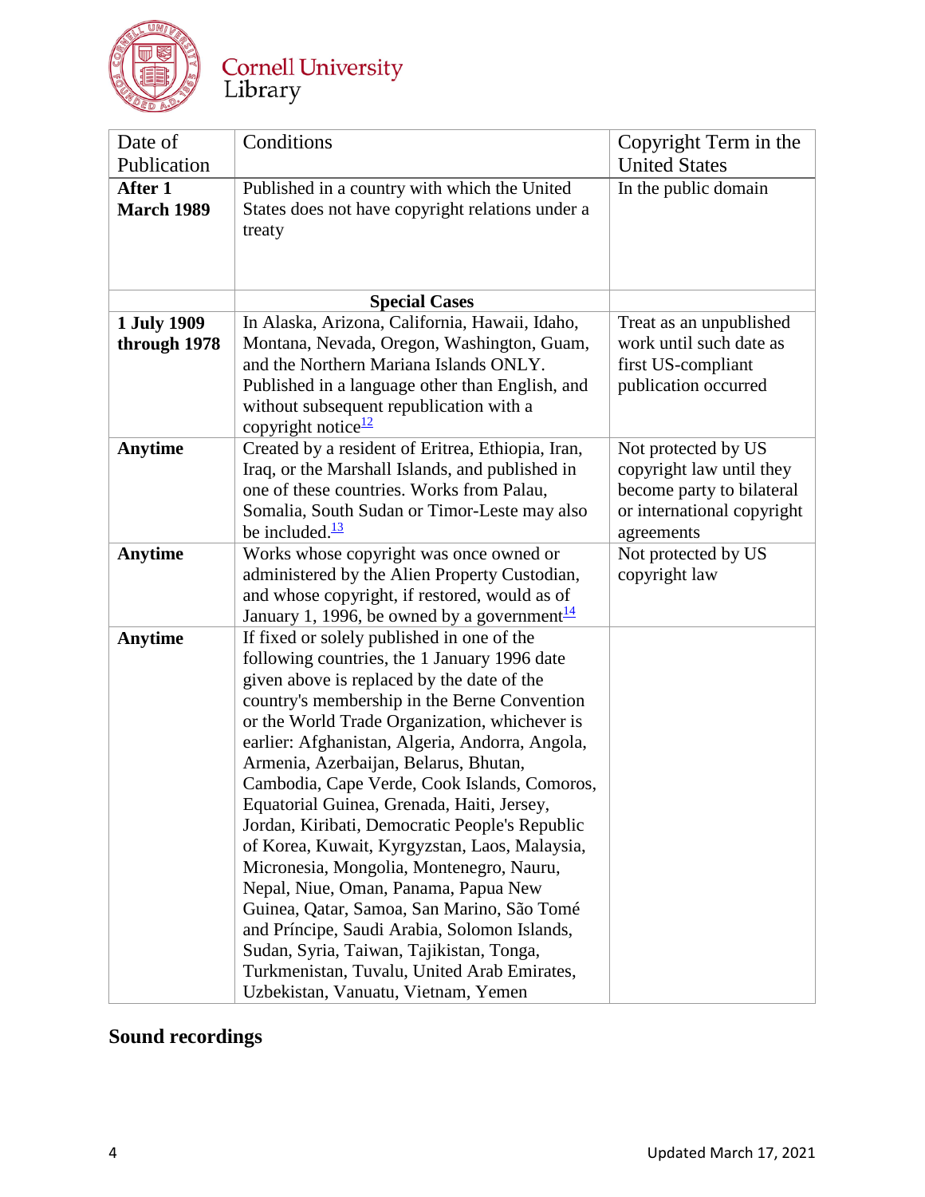| Date of Publication | Conditions | Copyright Term in the United States |
|---|---|---|
| **After 1 March 1989** | Published in a country with which the United States does not have copyright relations under a treaty | In the public domain |
| | **Special Cases** | |
| **1 July 1909 through 1978** | In Alaska, Arizona, California, Hawaii, Idaho, Montana, Nevada, Oregon, Washington, Guam, and the Northern Mariana Islands ONLY. Published in a language other than English, and without subsequent republication with a copyright notice[12] | Treat as an unpublished work until such date as first US-compliant publication occurred |
| **Anytime** | Created by a resident of Eritrea, Ethiopia, Iran, Iraq, or the Marshall Islands, and published in one of these countries. Works from Palau, Somalia, South Sudan or Timor-Leste may also be included.[13] | Not protected by US copyright law until they become party to bilateral or international copyright agreements |
| **Anytime** | Works whose copyright was once owned or administered by the Alien Property Custodian, and whose copyright, if restored, would as of January 1, 1996, be owned by a government[14] | Not protected by US copyright law |
| **Anytime** | If fixed or solely published in one of the following countries, the 1 January 1996 date given above is replaced by the date of the country's membership in the Berne Convention or the World Trade Organization, whichever is earlier: Afghanistan, Algeria, Andorra, Angola, Armenia, Azerbaijan, Belarus, Bhutan, Cambodia, Cape Verde, Cook Islands, Comoros, Equatorial Guinea, Grenada, Haiti, Jersey, Jordan, Kiribati, Democratic People's Republic of Korea, Kuwait, Kyrgyzstan, Laos, Malaysia, Micronesia, Mongolia, Montenegro, Nauru, Nepal, Niue, Oman, Panama, Papua New Guinea, Qatar, Samoa, San Marino, São Tomé and Príncipe, Saudi Arabia, Solomon Islands, Sudan, Syria, Taiwan, Tajikistan, Tonga, Turkmenistan, Tuvalu, United Arab Emirates, Uzbekistan, Vanuatu, Vietnam, Yemen | |

## Sound recordings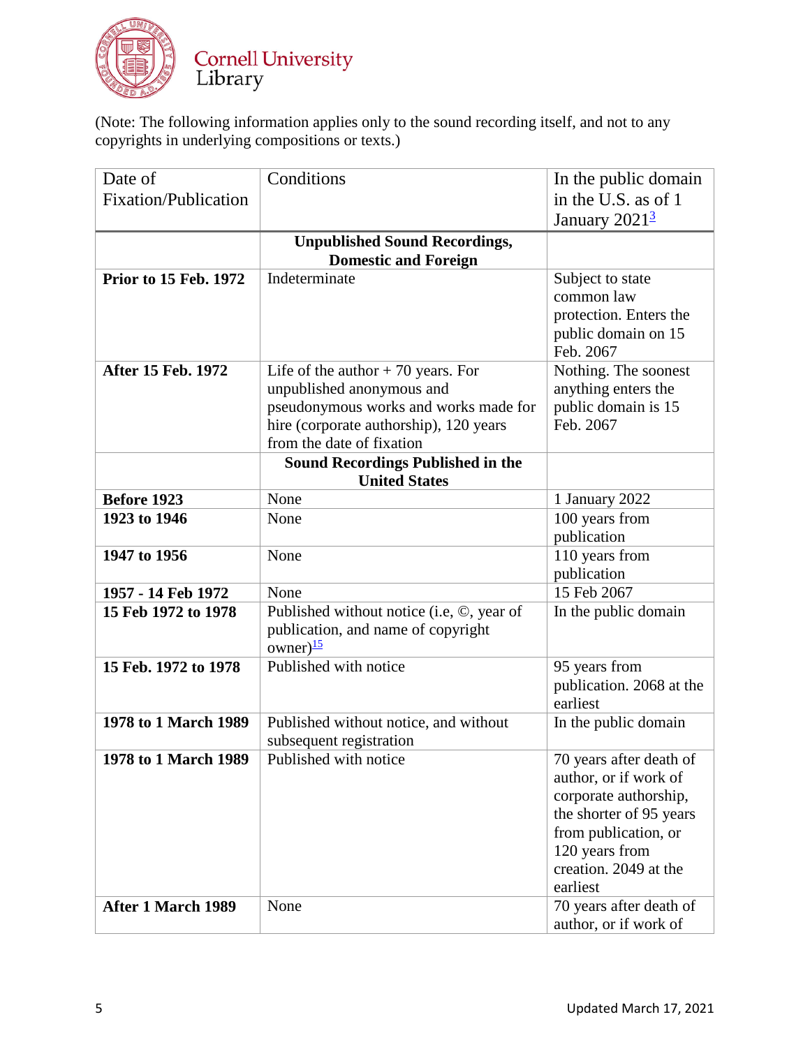(Note: The following information applies only to the sound recording itself, and not to any copyrights in underlying compositions or texts.)

| Date of Fixation/Publication | Conditions | In the public domain in the U.S. as of 1 January 2021[3] |
|---|---|---|
| | **Unpublished Sound Recordings, Domestic and Foreign** | |
| **Prior to 15 Feb. 1972** | Indeterminate | Subject to state common law protection. Enters the public domain on 15 Feb. 2067 |
| **After 15 Feb. 1972** | Life of the author + 70 years. For unpublished anonymous and pseudonymous works and works made for hire (corporate authorship), 120 years from the date of fixation | Nothing. The soonest anything enters the public domain is 15 Feb. 2067 |
| | **Sound Recordings Published in the United States** | |
| **Before 1923** | None | 1 January 2022 |
| **1923 to 1946** | None | 100 years from publication |
| **1947 to 1956** | None | 110 years from publication |
| **1957 - 14 Feb 1972** | None | 15 Feb 2067 |
| **15 Feb 1972 to 1978** | Published without notice (i.e, ©, year of publication, and name of copyright owner)[15] | In the public domain |
| **15 Feb. 1972 to 1978** | Published with notice | 95 years from publication. 2068 at the earliest |
| **1978 to 1 March 1989** | Published without notice, and without subsequent registration | In the public domain |
| **1978 to 1 March 1989** | Published with notice | 70 years after death of author, or if work of corporate authorship, the shorter of 95 years from publication, or 120 years from creation. 2049 at the earliest |
| **After 1 March 1989** | None | 70 years after death of author, or if work of |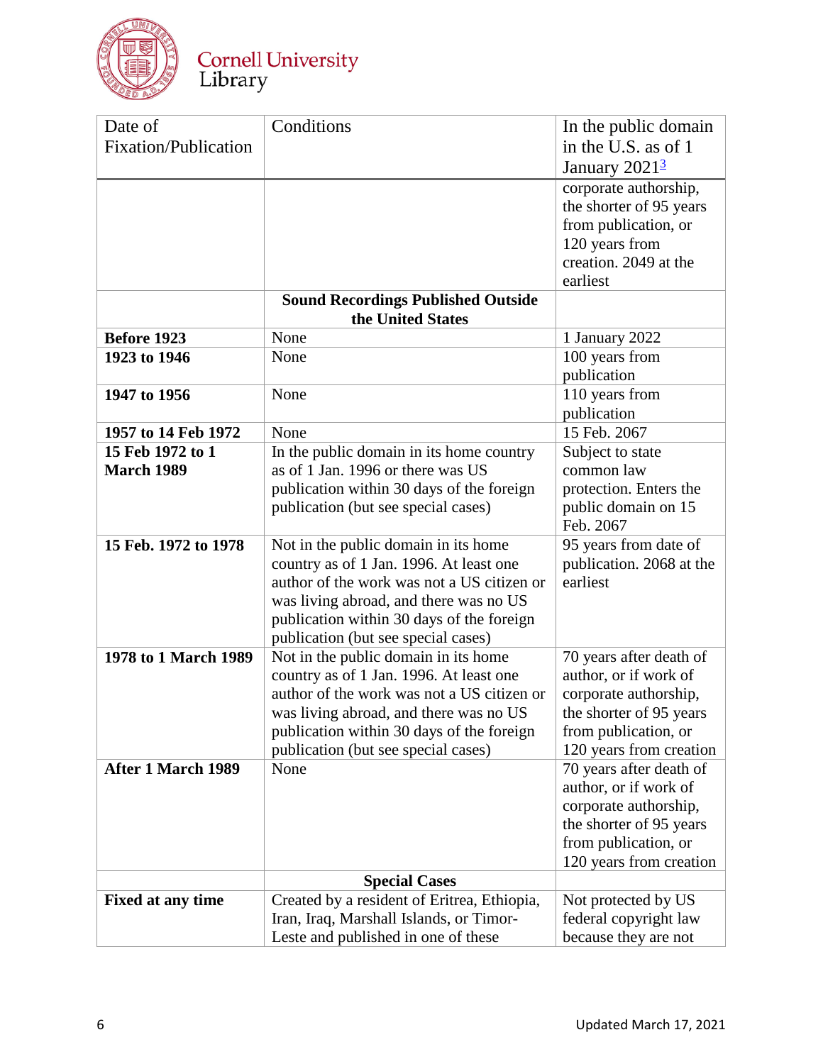| Date of Fixation/Publication | Conditions | In the public domain in the U.S. as of 1 January 2021[3] |
|---|---|---|
| | | corporate authorship, the shorter of 95 years from publication, or 120 years from creation. 2049 at the earliest |
| | **Sound Recordings Published Outside the United States** | |
| **Before 1923** | None | 1 January 2022 |
| **1923 to 1946** | None | 100 years from publication |
| **1947 to 1956** | None | 110 years from publication |
| **1957 to 14 Feb 1972** | None | 15 Feb. 2067 |
| **15 Feb 1972 to 1 March 1989** | In the public domain in its home country as of 1 Jan. 1996 or there was US publication within 30 days of the foreign publication (but see special cases) | Subject to state common law protection. Enters the public domain on 15 Feb. 2067 |
| **15 Feb. 1972 to 1978** | Not in the public domain in its home country as of 1 Jan. 1996. At least one author of the work was not a US citizen or was living abroad, and there was no US publication within 30 days of the foreign publication (but see special cases) | 95 years from date of publication. 2068 at the earliest |
| **1978 to 1 March 1989** | Not in the public domain in its home country as of 1 Jan. 1996. At least one author of the work was not a US citizen or was living abroad, and there was no US publication within 30 days of the foreign publication (but see special cases) | 70 years after death of author, or if work of corporate authorship, the shorter of 95 years from publication, or 120 years from creation |
| **After 1 March 1989** | None | 70 years after death of author, or if work of corporate authorship, the shorter of 95 years from publication, or 120 years from creation |
| | **Special Cases** | |
| **Fixed at any time** | Created by a resident of Eritrea, Ethiopia, Iran, Iraq, Marshall Islands, or Timor-Leste and published in one of these | Not protected by US federal copyright law because they are not |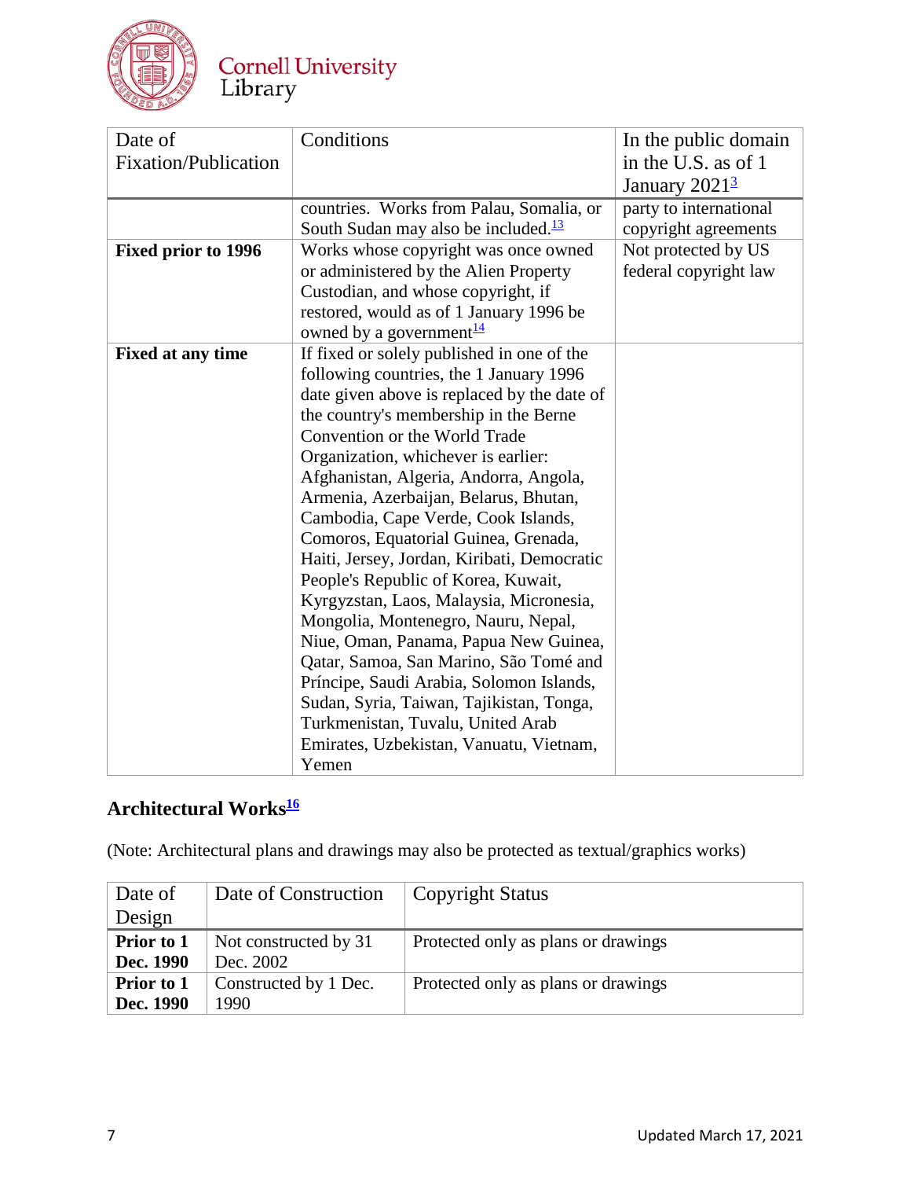| Date of Fixation/Publication | Conditions | In the public domain in the U.S. as of 1 January 2021[3] |
|---|---|---|
| | countries. Works from Palau, Somalia, or South Sudan may also be included.[13] | party to international copyright agreements |
| **Fixed prior to 1996** | Works whose copyright was once owned or administered by the Alien Property Custodian, and whose copyright, if restored, would as of 1 January 1996 be owned by a government[14] | Not protected by US federal copyright law |
| **Fixed at any time** | If fixed or solely published in one of the following countries, the 1 January 1996 date given above is replaced by the date of the country's membership in the Berne Convention or the World Trade Organization, whichever is earlier: Afghanistan, Algeria, Andorra, Angola, Armenia, Azerbaijan, Belarus, Bhutan, Cambodia, Cape Verde, Cook Islands, Comoros, Equatorial Guinea, Grenada, Haiti, Jersey, Jordan, Kiribati, Democratic People's Republic of Korea, Kuwait, Kyrgyzstan, Laos, Malaysia, Micronesia, Mongolia, Montenegro, Nauru, Nepal, Niue, Oman, Panama, Papua New Guinea, Qatar, Samoa, San Marino, São Tomé and Príncipe, Saudi Arabia, Solomon Islands, Sudan, Syria, Taiwan, Tajikistan, Tonga, Turkmenistan, Tuvalu, United Arab Emirates, Uzbekistan, Vanuatu, Vietnam, Yemen | |

## Architectural Works[16]

(Note: Architectural plans and drawings may also be protected as textual/graphics works)

| Date of Design | Date of Construction | Copyright Status |
|---|---|---|
| **Prior to 1 Dec. 1990** | Not constructed by 31 Dec. 2002 | Protected only as plans or drawings |
| **Prior to 1 Dec. 1990** | Constructed by 1 Dec. 1990 | Protected only as plans or drawings |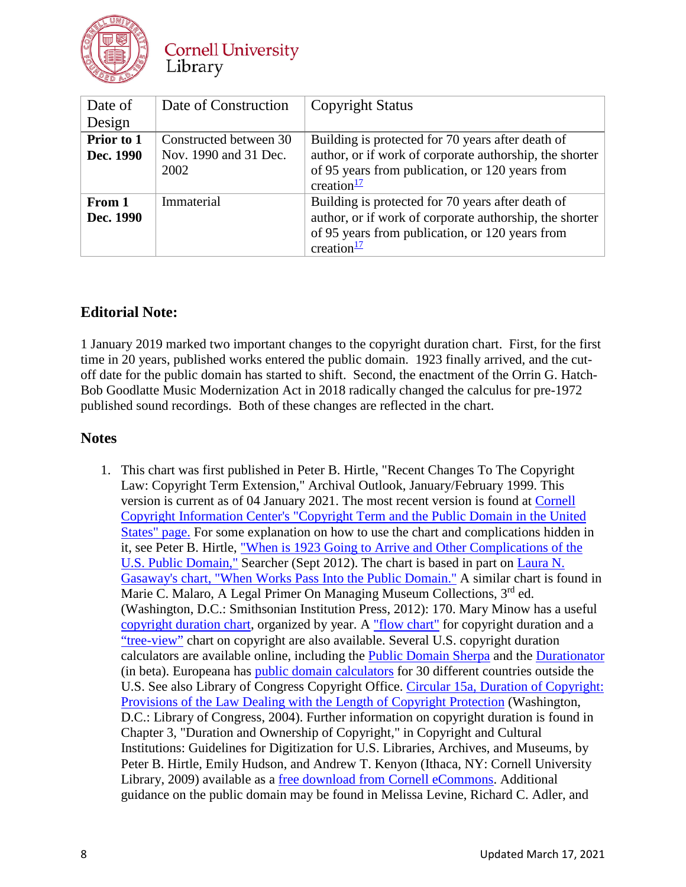| Date of Design | Date of Construction | Copyright Status |
|---|---|---|
| **Prior to 1 Dec. 1990** | Constructed between 30 Nov. 1990 and 31 Dec. 2002 | Building is protected for 70 years after death of author, or if work of corporate authorship, the shorter of 95 years from publication, or 120 years from creation[17] |
| **From 1 Dec. 1990** | Immaterial | Building is protected for 70 years after death of author, or if work of corporate authorship, the shorter of 95 years from publication, or 120 years from creation[17] |

## Editorial Note:

1 January 2019 marked two important changes to the copyright duration chart. First, for the first time in 20 years, published works entered the public domain. 1923 finally arrived, and the cut-off date for the public domain has started to shift. Second, the enactment of the Orrin G. Hatch-Bob Goodlatte Music Modernization Act in 2018 radically changed the calculus for pre-1972 published sound recordings. Both of these changes are reflected in the chart.

## Notes

1. This chart was first published in Peter B. Hirtle, "Recent Changes To The Copyright Law: Copyright Term Extension," Archival Outlook, January/February 1999. This version is current as of 04 January 2021. The most recent version is found at Cornell Copyright Information Center's "Copyright Term and the Public Domain in the United States" page. For some explanation on how to use the chart and complications hidden in it, see Peter B. Hirtle, "When is 1923 Going to Arrive and Other Complications of the U.S. Public Domain," Searcher (Sept 2012). The chart is based in part on Laura N. Gasaway's chart, "When Works Pass Into the Public Domain." A similar chart is found in Marie C. Malaro, A Legal Primer On Managing Museum Collections, 3rd ed. (Washington, D.C.: Smithsonian Institution Press, 2012): 170. Mary Minow has a useful copyright duration chart, organized by year. A "flow chart" for copyright duration and a "tree-view" chart on copyright are also available. Several U.S. copyright duration calculators are available online, including the Public Domain Sherpa and the Durationator (in beta). Europeana has public domain calculators for 30 different countries outside the U.S. See also Library of Congress Copyright Office. Circular 15a, Duration of Copyright: Provisions of the Law Dealing with the Length of Copyright Protection (Washington, D.C.: Library of Congress, 2004). Further information on copyright duration is found in Chapter 3, "Duration and Ownership of Copyright," in Copyright and Cultural Institutions: Guidelines for Digitization for U.S. Libraries, Archives, and Museums, by Peter B. Hirtle, Emily Hudson, and Andrew T. Kenyon (Ithaca, NY: Cornell University Library, 2009) available as a free download from Cornell eCommons. Additional guidance on the public domain may be found in Melissa Levine, Richard C. Adler, and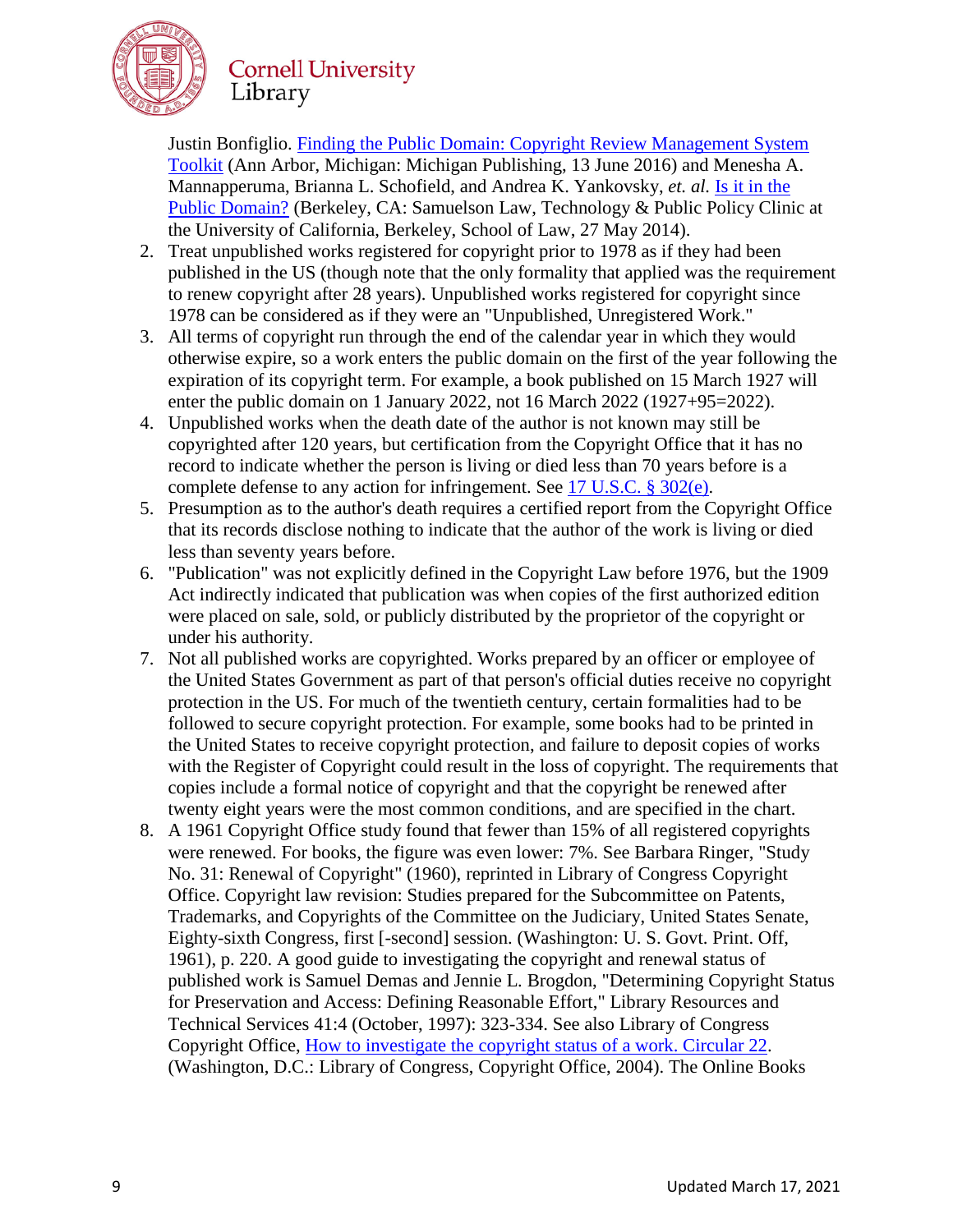Justin Bonfiglio. [Finding the Public Domain: Copyright Review Management System Toolkit]() (Ann Arbor, Michigan: Michigan Publishing, 13 June 2016) and Menesha A. Mannapperuma, Brianna L. Schofield, and Andrea K. Yankovsky, *et. al.* [Is it in the Public Domain?]() (Berkeley, CA: Samuelson Law, Technology & Public Policy Clinic at the University of California, Berkeley, School of Law, 27 May 2014).

2. Treat unpublished works registered for copyright prior to 1978 as if they had been published in the US (though note that the only formality that applied was the requirement to renew copyright after 28 years). Unpublished works registered for copyright since 1978 can be considered as if they were an "Unpublished, Unregistered Work."
3. All terms of copyright run through the end of the calendar year in which they would otherwise expire, so a work enters the public domain on the first of the year following the expiration of its copyright term. For example, a book published on 15 March 1927 will enter the public domain on 1 January 2022, not 16 March 2022 (1927+95=2022).
4. Unpublished works when the death date of the author is not known may still be copyrighted after 120 years, but certification from the Copyright Office that it has no record to indicate whether the person is living or died less than 70 years before is a complete defense to any action for infringement. See [17 U.S.C. § 302(e)]().
5. Presumption as to the author's death requires a certified report from the Copyright Office that its records disclose nothing to indicate that the author of the work is living or died less than seventy years before.
6. "Publication" was not explicitly defined in the Copyright Law before 1976, but the 1909 Act indirectly indicated that publication was when copies of the first authorized edition were placed on sale, sold, or publicly distributed by the proprietor of the copyright or under his authority.
7. Not all published works are copyrighted. Works prepared by an officer or employee of the United States Government as part of that person's official duties receive no copyright protection in the US. For much of the twentieth century, certain formalities had to be followed to secure copyright protection. For example, some books had to be printed in the United States to receive copyright protection, and failure to deposit copies of works with the Register of Copyright could result in the loss of copyright. The requirements that copies include a formal notice of copyright and that the copyright be renewed after twenty eight years were the most common conditions, and are specified in the chart.
8. A 1961 Copyright Office study found that fewer than 15% of all registered copyrights were renewed. For books, the figure was even lower: 7%. See Barbara Ringer, "Study No. 31: Renewal of Copyright" (1960), reprinted in Library of Congress Copyright Office. Copyright law revision: Studies prepared for the Subcommittee on Patents, Trademarks, and Copyrights of the Committee on the Judiciary, United States Senate, Eighty-sixth Congress, first [-second] session. (Washington: U. S. Govt. Print. Off, 1961), p. 220. A good guide to investigating the copyright and renewal status of published work is Samuel Demas and Jennie L. Brogdon, "Determining Copyright Status for Preservation and Access: Defining Reasonable Effort," Library Resources and Technical Services 41:4 (October, 1997): 323-334. See also Library of Congress Copyright Office, [How to investigate the copyright status of a work. Circular 22](). (Washington, D.C.: Library of Congress, Copyright Office, 2004). The Online Books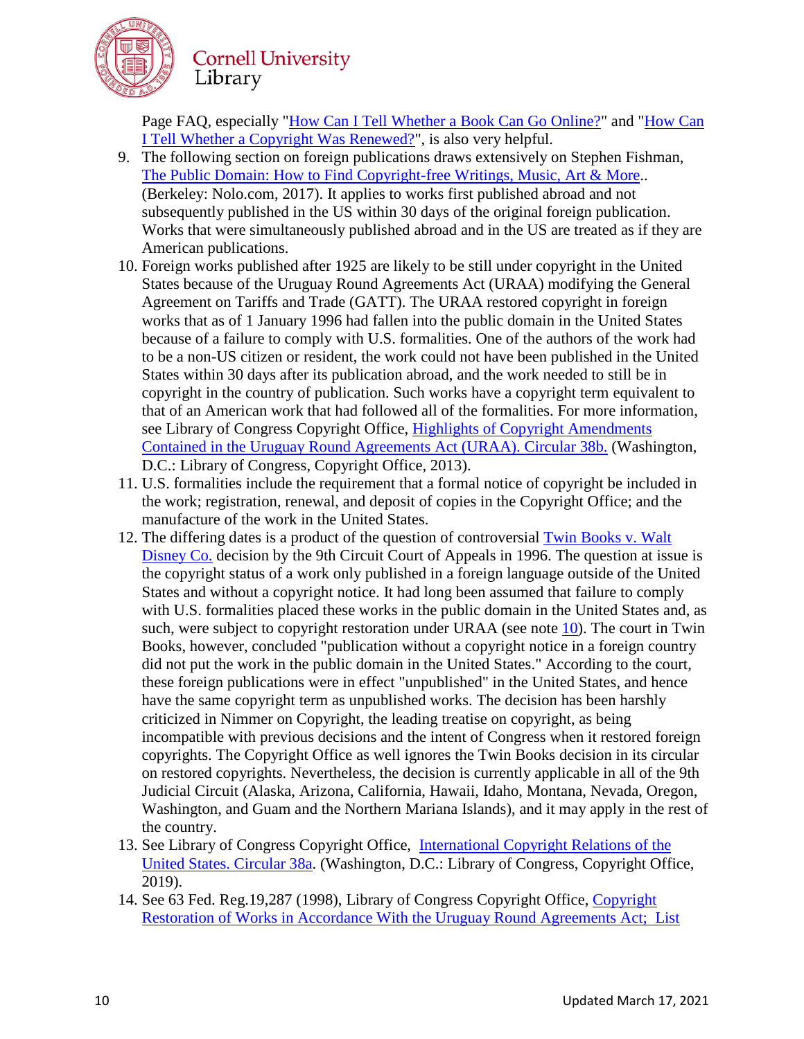Page FAQ, especially "How Can I Tell Whether a Book Can Go Online?" and "How Can I Tell Whether a Copyright Was Renewed?", is also very helpful.

9. The following section on foreign publications draws extensively on Stephen Fishman, The Public Domain: How to Find Copyright-free Writings, Music, Art & More.. (Berkeley: Nolo.com, 2017). It applies to works first published abroad and not subsequently published in the US within 30 days of the original foreign publication. Works that were simultaneously published abroad and in the US are treated as if they are American publications.
10. Foreign works published after 1925 are likely to be still under copyright in the United States because of the Uruguay Round Agreements Act (URAA) modifying the General Agreement on Tariffs and Trade (GATT). The URAA restored copyright in foreign works that as of 1 January 1996 had fallen into the public domain in the United States because of a failure to comply with U.S. formalities. One of the authors of the work had to be a non-US citizen or resident, the work could not have been published in the United States within 30 days after its publication abroad, and the work needed to still be in copyright in the country of publication. Such works have a copyright term equivalent to that of an American work that had followed all of the formalities. For more information, see Library of Congress Copyright Office, Highlights of Copyright Amendments Contained in the Uruguay Round Agreements Act (URAA). Circular 38b. (Washington, D.C.: Library of Congress, Copyright Office, 2013).
11. U.S. formalities include the requirement that a formal notice of copyright be included in the work; registration, renewal, and deposit of copies in the Copyright Office; and the manufacture of the work in the United States.
12. The differing dates is a product of the question of controversial Twin Books v. Walt Disney Co. decision by the 9th Circuit Court of Appeals in 1996. The question at issue is the copyright status of a work only published in a foreign language outside of the United States and without a copyright notice. It had long been assumed that failure to comply with U.S. formalities placed these works in the public domain in the United States and, as such, were subject to copyright restoration under URAA (see note 10). The court in Twin Books, however, concluded "publication without a copyright notice in a foreign country did not put the work in the public domain in the United States." According to the court, these foreign publications were in effect "unpublished" in the United States, and hence have the same copyright term as unpublished works. The decision has been harshly criticized in Nimmer on Copyright, the leading treatise on copyright, as being incompatible with previous decisions and the intent of Congress when it restored foreign copyrights. The Copyright Office as well ignores the Twin Books decision in its circular on restored copyrights. Nevertheless, the decision is currently applicable in all of the 9th Judicial Circuit (Alaska, Arizona, California, Hawaii, Idaho, Montana, Nevada, Oregon, Washington, and Guam and the Northern Mariana Islands), and it may apply in the rest of the country.
13. See Library of Congress Copyright Office, International Copyright Relations of the United States. Circular 38a. (Washington, D.C.: Library of Congress, Copyright Office, 2019).
14. See 63 Fed. Reg.19,287 (1998), Library of Congress Copyright Office, Copyright Restoration of Works in Accordance With the Uruguay Round Agreements Act; List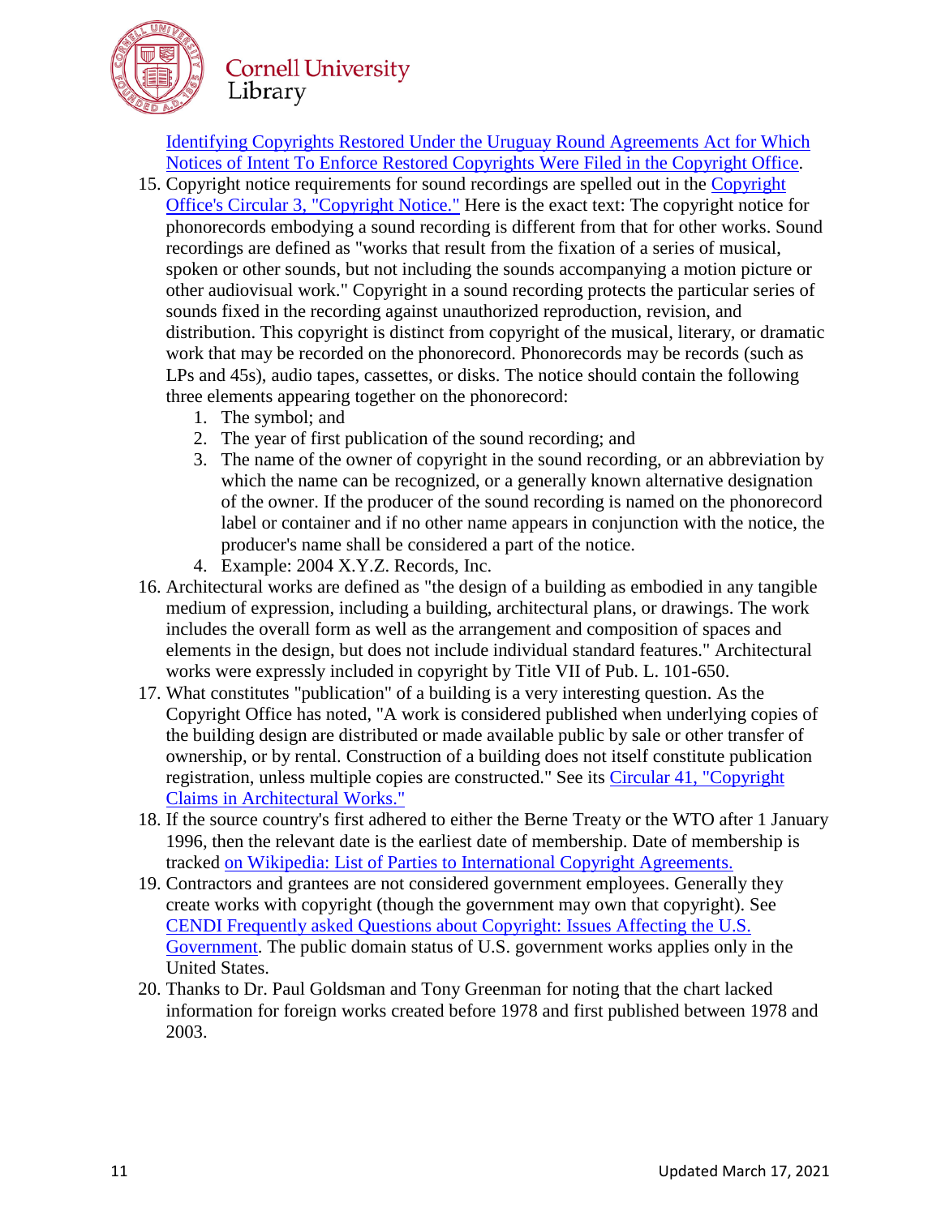[Identifying Copyrights Restored Under the Uruguay Round Agreements Act for Which Notices of Intent To Enforce Restored Copyrights Were Filed in the Copyright Office](#).

15. Copyright notice requirements for sound recordings are spelled out in the [Copyright Office's Circular 3, "Copyright Notice."](#) Here is the exact text: The copyright notice for phonorecords embodying a sound recording is different from that for other works. Sound recordings are defined as "works that result from the fixation of a series of musical, spoken or other sounds, but not including the sounds accompanying a motion picture or other audiovisual work." Copyright in a sound recording protects the particular series of sounds fixed in the recording against unauthorized reproduction, revision, and distribution. This copyright is distinct from copyright of the musical, literary, or dramatic work that may be recorded on the phonorecord. Phonorecords may be records (such as LPs and 45s), audio tapes, cassettes, or disks. The notice should contain the following three elements appearing together on the phonorecord:
    1. The symbol; and
    2. The year of first publication of the sound recording; and
    3. The name of the owner of copyright in the sound recording, or an abbreviation by which the name can be recognized, or a generally known alternative designation of the owner. If the producer of the sound recording is named on the phonorecord label or container and if no other name appears in conjunction with the notice, the producer's name shall be considered a part of the notice.
    4. Example: 2004 X.Y.Z. Records, Inc.
16. Architectural works are defined as "the design of a building as embodied in any tangible medium of expression, including a building, architectural plans, or drawings. The work includes the overall form as well as the arrangement and composition of spaces and elements in the design, but does not include individual standard features." Architectural works were expressly included in copyright by Title VII of Pub. L. 101-650.
17. What constitutes "publication" of a building is a very interesting question. As the Copyright Office has noted, "A work is considered published when underlying copies of the building design are distributed or made available public by sale or other transfer of ownership, or by rental. Construction of a building does not itself constitute publication registration, unless multiple copies are constructed." See its [Circular 41, "Copyright Claims in Architectural Works."](#)
18. If the source country's first adhered to either the Berne Treaty or the WTO after 1 January 1996, then the relevant date is the earliest date of membership. Date of membership is tracked [on Wikipedia: List of Parties to International Copyright Agreements.](#)
19. Contractors and grantees are not considered government employees. Generally they create works with copyright (though the government may own that copyright). See [CENDI Frequently asked Questions about Copyright: Issues Affecting the U.S. Government](#). The public domain status of U.S. government works applies only in the United States.
20. Thanks to Dr. Paul Goldsman and Tony Greenman for noting that the chart lacked information for foreign works created before 1978 and first published between 1978 and 2003.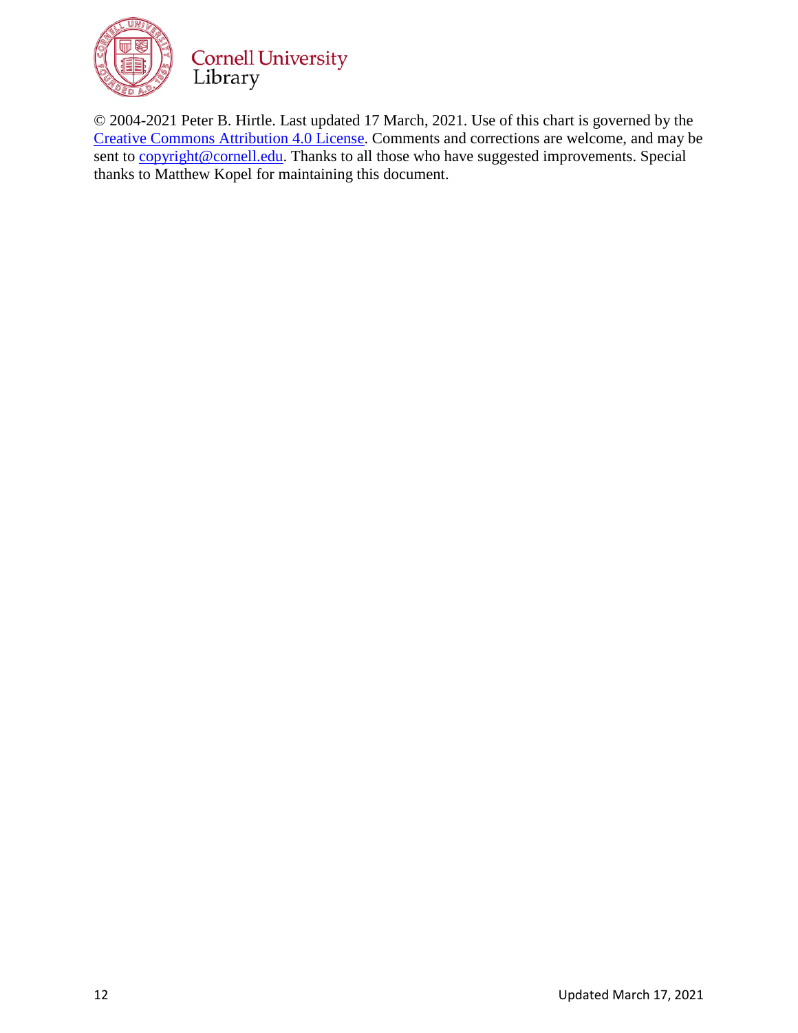© 2004-2021 Peter B. Hirtle. Last updated 17 March, 2021. Use of this chart is governed by the [Creative Commons Attribution 4.0 License](https://creativecommons.org/licenses/by/4.0/). Comments and corrections are welcome, and may be sent to [copyright@cornell.edu](mailto:copyright@cornell.edu). Thanks to all those who have suggested improvements. Special thanks to Matthew Kopel for maintaining this document.